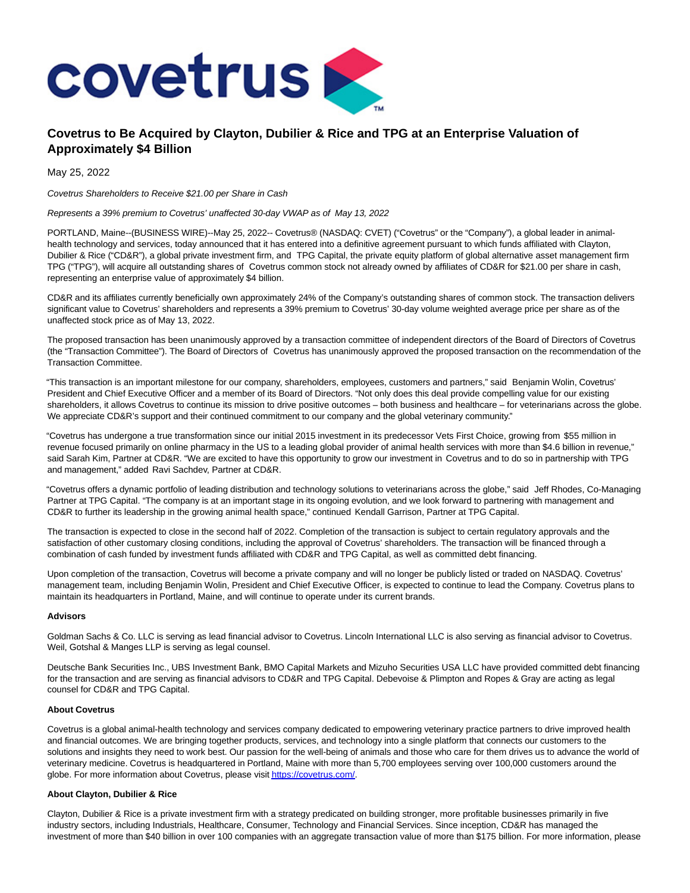# Covetrus to Be Acquired by Clayton, Dubilier & Rice and TPG at an Enterprise Valuation of Approximately $4 Billion

May 25, 2022

*Covetrus Shareholders to Receive $21.00 per Share in Cash*

*Represents a 39% premium to Covetrus' unaffected 30-day VWAP as of May 13, 2022*

PORTLAND, Maine--(BUSINESS WIRE)--May 25, 2022-- Covetrus® (NASDAQ: CVET) ("Covetrus" or the "Company"), a global leader in animal-health technology and services, today announced that it has entered into a definitive agreement pursuant to which funds affiliated with Clayton, Dubilier & Rice ("CD&R"), a global private investment firm, and TPG Capital, the private equity platform of global alternative asset management firm TPG ("TPG"), will acquire all outstanding shares of Covetrus common stock not already owned by affiliates of CD&R for $21.00 per share in cash, representing an enterprise value of approximately $4 billion.

CD&R and its affiliates currently beneficially own approximately 24% of the Company's outstanding shares of common stock. The transaction delivers significant value to Covetrus' shareholders and represents a 39% premium to Covetrus' 30-day volume weighted average price per share as of the unaffected stock price as of May 13, 2022.

The proposed transaction has been unanimously approved by a transaction committee of independent directors of the Board of Directors of Covetrus (the "Transaction Committee"). The Board of Directors of Covetrus has unanimously approved the proposed transaction on the recommendation of the Transaction Committee.

"This transaction is an important milestone for our company, shareholders, employees, customers and partners," said Benjamin Wolin, Covetrus' President and Chief Executive Officer and a member of its Board of Directors. "Not only does this deal provide compelling value for our existing shareholders, it allows Covetrus to continue its mission to drive positive outcomes – both business and healthcare – for veterinarians across the globe. We appreciate CD&R's support and their continued commitment to our company and the global veterinary community."

"Covetrus has undergone a true transformation since our initial 2015 investment in its predecessor Vets First Choice, growing from $55 million in revenue focused primarily on online pharmacy in the US to a leading global provider of animal health services with more than $4.6 billion in revenue," said Sarah Kim, Partner at CD&R. "We are excited to have this opportunity to grow our investment in Covetrus and to do so in partnership with TPG and management," added Ravi Sachdev, Partner at CD&R.

"Covetrus offers a dynamic portfolio of leading distribution and technology solutions to veterinarians across the globe," said Jeff Rhodes, Co-Managing Partner at TPG Capital. "The company is at an important stage in its ongoing evolution, and we look forward to partnering with management and CD&R to further its leadership in the growing animal health space," continued Kendall Garrison, Partner at TPG Capital.

The transaction is expected to close in the second half of 2022. Completion of the transaction is subject to certain regulatory approvals and the satisfaction of other customary closing conditions, including the approval of Covetrus' shareholders. The transaction will be financed through a combination of cash funded by investment funds affiliated with CD&R and TPG Capital, as well as committed debt financing.

Upon completion of the transaction, Covetrus will become a private company and will no longer be publicly listed or traded on NASDAQ. Covetrus' management team, including Benjamin Wolin, President and Chief Executive Officer, is expected to continue to lead the Company. Covetrus plans to maintain its headquarters in Portland, Maine, and will continue to operate under its current brands.

**Advisors**

Goldman Sachs & Co. LLC is serving as lead financial advisor to Covetrus. Lincoln International LLC is also serving as financial advisor to Covetrus. Weil, Gotshal & Manges LLP is serving as legal counsel.

Deutsche Bank Securities Inc., UBS Investment Bank, BMO Capital Markets and Mizuho Securities USA LLC have provided committed debt financing for the transaction and are serving as financial advisors to CD&R and TPG Capital. Debevoise & Plimpton and Ropes & Gray are acting as legal counsel for CD&R and TPG Capital.

**About Covetrus**

Covetrus is a global animal-health technology and services company dedicated to empowering veterinary practice partners to drive improved health and financial outcomes. We are bringing together products, services, and technology into a single platform that connects our customers to the solutions and insights they need to work best. Our passion for the well-being of animals and those who care for them drives us to advance the world of veterinary medicine. Covetrus is headquartered in Portland, Maine with more than 5,700 employees serving over 100,000 customers around the globe. For more information about Covetrus, please visit https://covetrus.com/.

**About Clayton, Dubilier & Rice**

Clayton, Dubilier & Rice is a private investment firm with a strategy predicated on building stronger, more profitable businesses primarily in five industry sectors, including Industrials, Healthcare, Consumer, Technology and Financial Services. Since inception, CD&R has managed the investment of more than $40 billion in over 100 companies with an aggregate transaction value of more than $175 billion. For more information, please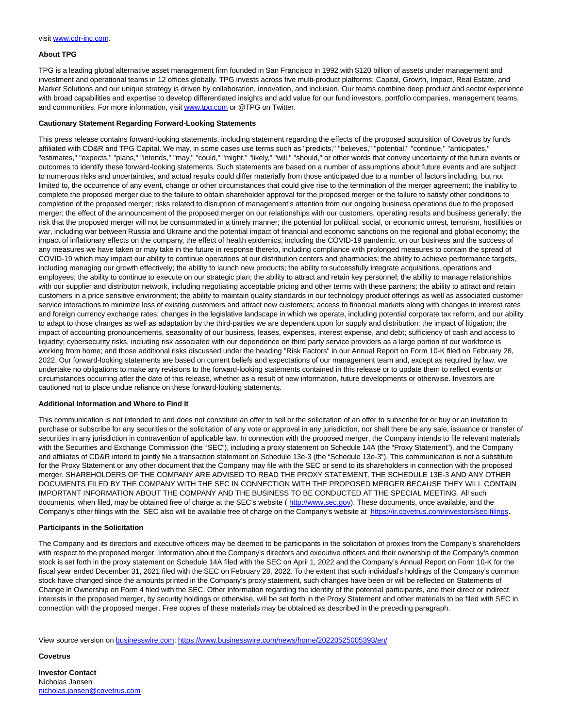visit www.cdr-inc.com.

**About TPG**

TPG is a leading global alternative asset management firm founded in San Francisco in 1992 with $120 billion of assets under management and investment and operational teams in 12 offices globally. TPG invests across five multi-product platforms: Capital, Growth, Impact, Real Estate, and Market Solutions and our unique strategy is driven by collaboration, innovation, and inclusion. Our teams combine deep product and sector experience with broad capabilities and expertise to develop differentiated insights and add value for our fund investors, portfolio companies, management teams, and communities. For more information, visit www.tpg.com or @TPG on Twitter.

**Cautionary Statement Regarding Forward-Looking Statements**

This press release contains forward-looking statements, including statement regarding the effects of the proposed acquisition of Covetrus by funds affiliated with CD&R and TPG Capital. We may, in some cases use terms such as "predicts," "believes," "potential," "continue," "anticipates," "estimates," "expects," "plans," "intends," "may," "could," "might," "likely," "will," "should," or other words that convey uncertainty of the future events or outcomes to identify these forward-looking statements. Such statements are based on a number of assumptions about future events and are subject to numerous risks and uncertainties, and actual results could differ materially from those anticipated due to a number of factors including, but not limited to, the occurrence of any event, change or other circumstances that could give rise to the termination of the merger agreement; the inability to complete the proposed merger due to the failure to obtain shareholder approval for the proposed merger or the failure to satisfy other conditions to completion of the proposed merger; risks related to disruption of management's attention from our ongoing business operations due to the proposed merger; the effect of the announcement of the proposed merger on our relationships with our customers, operating results and business generally; the risk that the proposed merger will not be consummated in a timely manner; the potential for political, social, or economic unrest, terrorism, hostilities or war, including war between Russia and Ukraine and the potential impact of financial and economic sanctions on the regional and global economy; the impact of inflationary effects on the company, the effect of health epidemics, including the COVID-19 pandemic, on our business and the success of any measures we have taken or may take in the future in response thereto, including compliance with prolonged measures to contain the spread of COVID-19 which may impact our ability to continue operations at our distribution centers and pharmacies; the ability to achieve performance targets, including managing our growth effectively; the ability to launch new products; the ability to successfully integrate acquisitions, operations and employees; the ability to continue to execute on our strategic plan; the ability to attract and retain key personnel; the ability to manage relationships with our supplier and distributor network, including negotiating acceptable pricing and other terms with these partners; the ability to attract and retain customers in a price sensitive environment; the ability to maintain quality standards in our technology product offerings as well as associated customer service interactions to minimize loss of existing customers and attract new customers; access to financial markets along with changes in interest rates and foreign currency exchange rates; changes in the legislative landscape in which we operate, including potential corporate tax reform, and our ability to adapt to those changes as well as adaptation by the third-parties we are dependent upon for supply and distribution; the impact of litigation; the impact of accounting pronouncements, seasonality of our business, leases, expenses, interest expense, and debt; sufficiency of cash and access to liquidity; cybersecurity risks, including risk associated with our dependence on third party service providers as a large portion of our workforce is working from home; and those additional risks discussed under the heading "Risk Factors" in our Annual Report on Form 10-K filed on February 28, 2022. Our forward-looking statements are based on current beliefs and expectations of our management team and, except as required by law, we undertake no obligations to make any revisions to the forward-looking statements contained in this release or to update them to reflect events or circumstances occurring after the date of this release, whether as a result of new information, future developments or otherwise. Investors are cautioned not to place undue reliance on these forward-looking statements.

**Additional Information and Where to Find It**

This communication is not intended to and does not constitute an offer to sell or the solicitation of an offer to subscribe for or buy or an invitation to purchase or subscribe for any securities or the solicitation of any vote or approval in any jurisdiction, nor shall there be any sale, issuance or transfer of securities in any jurisdiction in contravention of applicable law. In connection with the proposed merger, the Company intends to file relevant materials with the Securities and Exchange Commission (the "SEC"), including a proxy statement on Schedule 14A (the "Proxy Statement"), and the Company and affiliates of CD&R intend to jointly file a transaction statement on Schedule 13e-3 (the "Schedule 13e-3"). This communication is not a substitute for the Proxy Statement or any other document that the Company may file with the SEC or send to its shareholders in connection with the proposed merger. SHAREHOLDERS OF THE COMPANY ARE ADVISED TO READ THE PROXY STATEMENT, THE SCHEDULE 13E-3 AND ANY OTHER DOCUMENTS FILED BY THE COMPANY WITH THE SEC IN CONNECTION WITH THE PROPOSED MERGER BECAUSE THEY WILL CONTAIN IMPORTANT INFORMATION ABOUT THE COMPANY AND THE BUSINESS TO BE CONDUCTED AT THE SPECIAL MEETING. All such documents, when filed, may be obtained free of charge at the SEC's website ( http://www.sec.gov). These documents, once available, and the Company's other filings with the SEC also will be available free of charge on the Company's website at https://ir.covetrus.com/investors/sec-filings.

**Participants in the Solicitation**

The Company and its directors and executive officers may be deemed to be participants in the solicitation of proxies from the Company's shareholders with respect to the proposed merger. Information about the Company's directors and executive officers and their ownership of the Company's common stock is set forth in the proxy statement on Schedule 14A filed with the SEC on April 1, 2022 and the Company's Annual Report on Form 10-K for the fiscal year ended December 31, 2021 filed with the SEC on February 28, 2022. To the extent that such individual's holdings of the Company's common stock have changed since the amounts printed in the Company's proxy statement, such changes have been or will be reflected on Statements of Change in Ownership on Form 4 filed with the SEC. Other information regarding the identity of the potential participants, and their direct or indirect interests in the proposed merger, by security holdings or otherwise, will be set forth in the Proxy Statement and other materials to be filed with SEC in connection with the proposed merger. Free copies of these materials may be obtained as described in the preceding paragraph.

View source version on businesswire.com: https://www.businesswire.com/news/home/20220525005393/en/

**Covetrus**

**Investor Contact**
Nicholas Jansen
nicholas.jansen@covetrus.com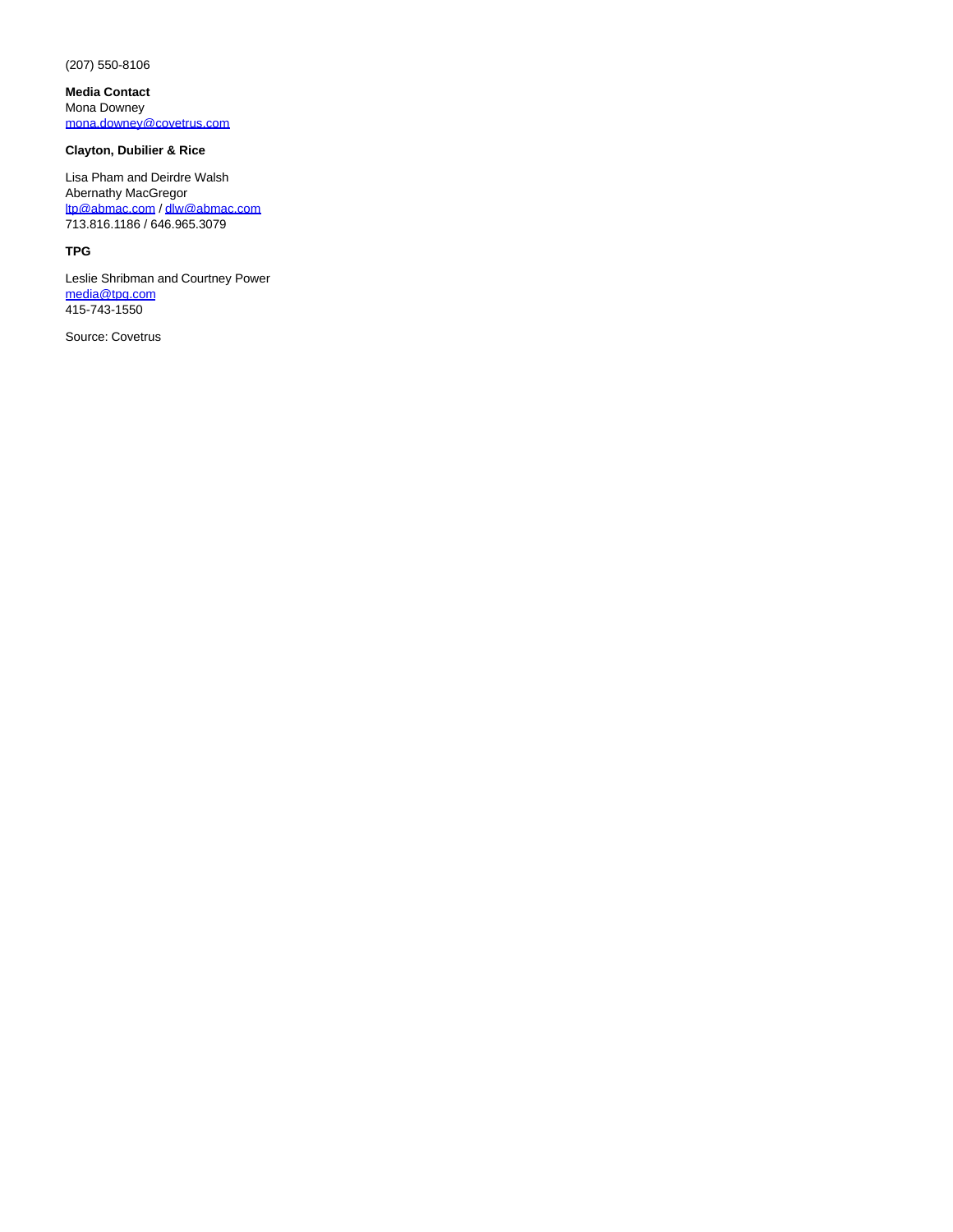(207) 550-8106

**Media Contact**
Mona Downey
mona.downey@covetrus.com

**Clayton, Dubilier & Rice**

Lisa Pham and Deirdre Walsh
Abernathy MacGregor
ltp@abmac.com / dlw@abmac.com
713.816.1186 / 646.965.3079

**TPG**

Leslie Shribman and Courtney Power
media@tpg.com
415-743-1550

Source: Covetrus